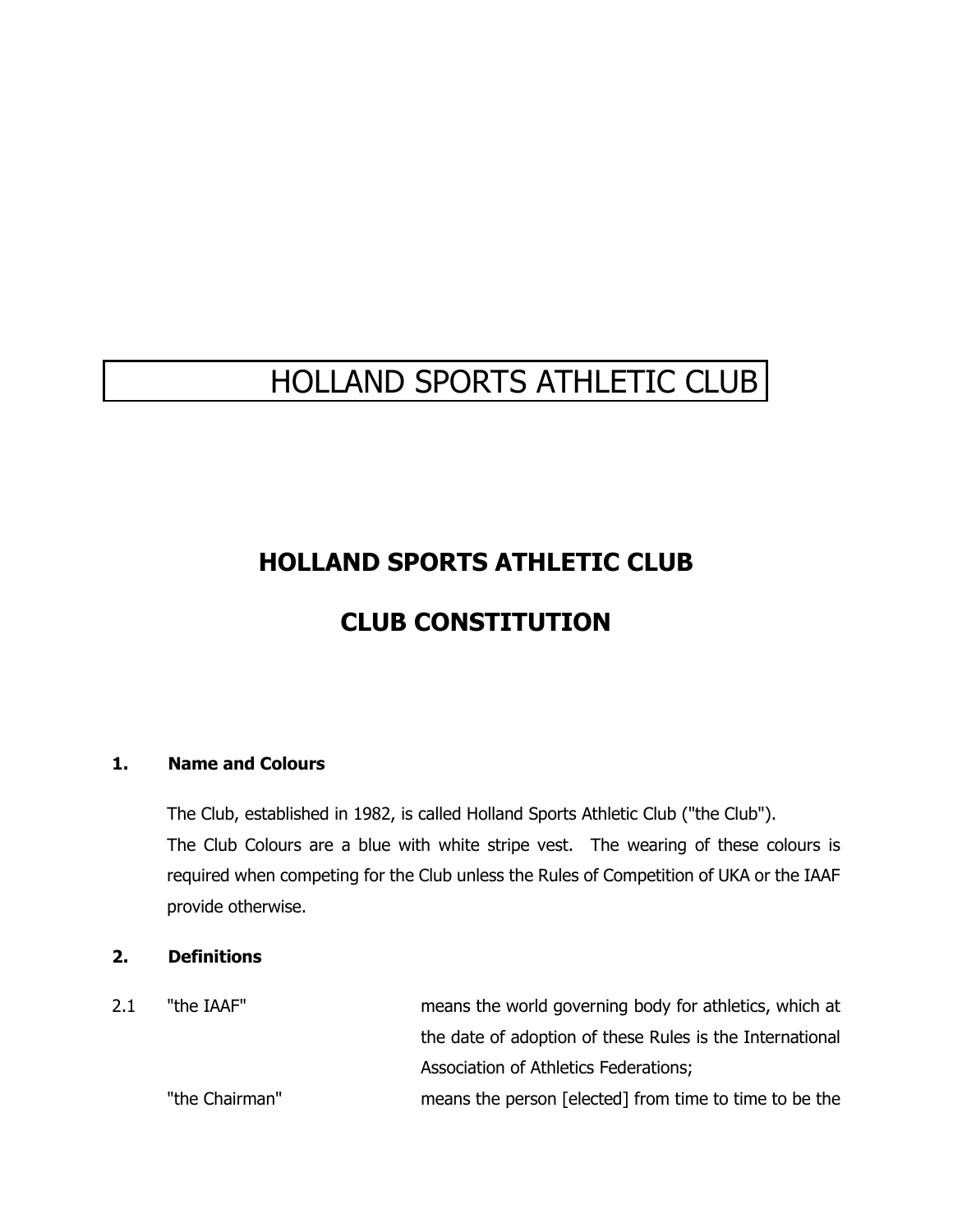HOLLAND SPORTS ATHLETIC CLUB

# HOLLAND SPORTS ATHLETIC CLUB

# CLUB CONSTITUTION

## 1. Name and Colours

The Club, established in 1982, is called Holland Sports Athletic Club ("the Club").
The Club Colours are a blue with white stripe vest. The wearing of these colours is required when competing for the Club unless the Rules of Competition of UKA or the IAAF provide otherwise.

## 2. Definitions

2.1 "the IAAF" means the world governing body for athletics, which at the date of adoption of these Rules is the International Association of Athletics Federations;

"the Chairman" means the person [elected] from time to time to be the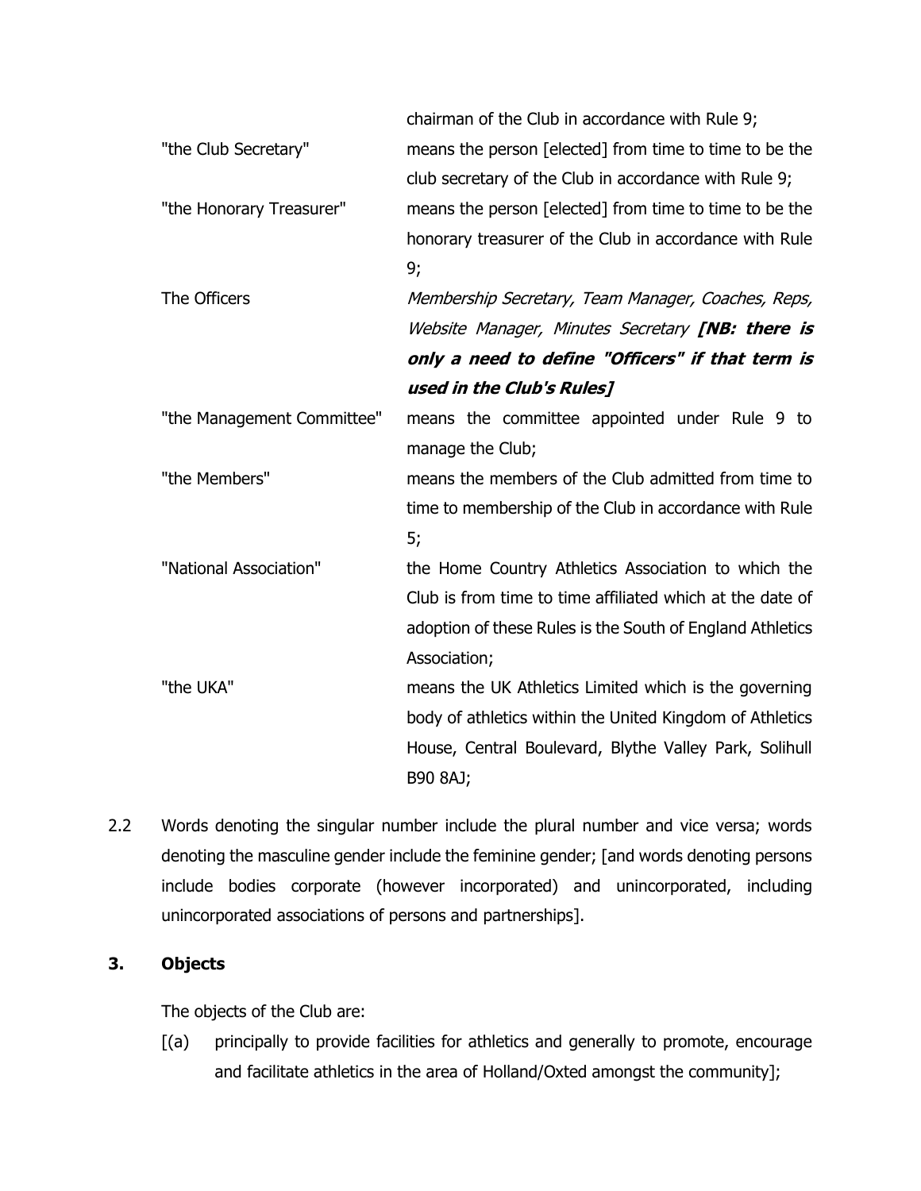| | |
|---|---|
| | chairman of the Club in accordance with Rule 9; |
| "the Club Secretary" | means the person [elected] from time to time to be the club secretary of the Club in accordance with Rule 9; |
| "the Honorary Treasurer" | means the person [elected] from time to time to be the honorary treasurer of the Club in accordance with Rule 9; |
| The Officers | *Membership Secretary, Team Manager, Coaches, Reps, Website Manager, Minutes Secretary* ***[NB: there is only a need to define "Officers" if that term is used in the Club's Rules]*** |
| "the Management Committee" | means the committee appointed under Rule 9 to manage the Club; |
| "the Members" | means the members of the Club admitted from time to time to membership of the Club in accordance with Rule 5; |
| "National Association" | the Home Country Athletics Association to which the Club is from time to time affiliated which at the date of adoption of these Rules is the South of England Athletics Association; |
| "the UKA" | means the UK Athletics Limited which is the governing body of athletics within the United Kingdom of Athletics House, Central Boulevard, Blythe Valley Park, Solihull B90 8AJ; |

2.2 Words denoting the singular number include the plural number and vice versa; words denoting the masculine gender include the feminine gender; [and words denoting persons include bodies corporate (however incorporated) and unincorporated, including unincorporated associations of persons and partnerships].

## 3. Objects

The objects of the Club are:

[(a) principally to provide facilities for athletics and generally to promote, encourage and facilitate athletics in the area of Holland/Oxted amongst the community];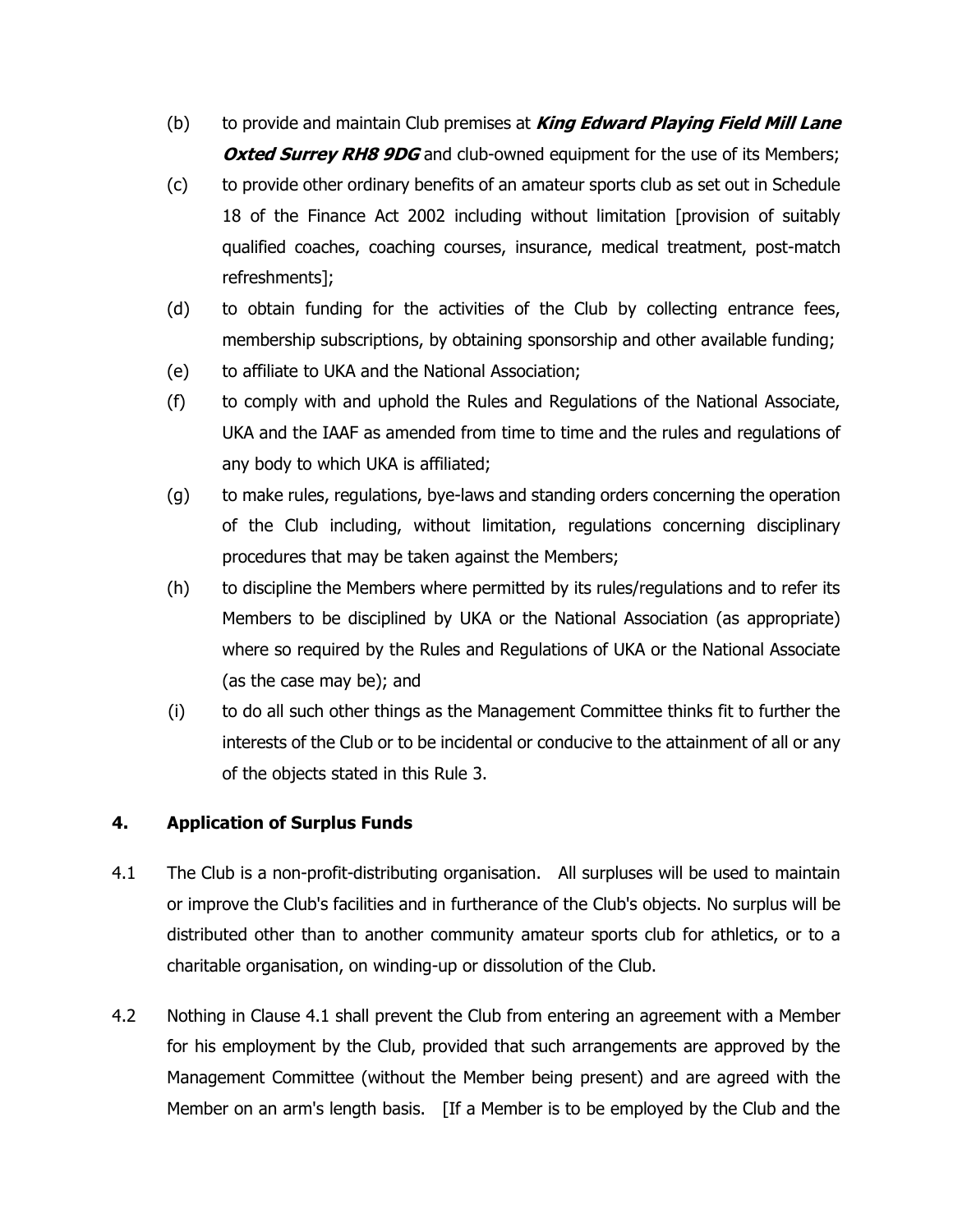(b) to provide and maintain Club premises at ***King Edward Playing Field Mill Lane Oxted Surrey RH8 9DG*** and club-owned equipment for the use of its Members;

(c) to provide other ordinary benefits of an amateur sports club as set out in Schedule 18 of the Finance Act 2002 including without limitation [provision of suitably qualified coaches, coaching courses, insurance, medical treatment, post-match refreshments];

(d) to obtain funding for the activities of the Club by collecting entrance fees, membership subscriptions, by obtaining sponsorship and other available funding;

(e) to affiliate to UKA and the National Association;

(f) to comply with and uphold the Rules and Regulations of the National Associate, UKA and the IAAF as amended from time to time and the rules and regulations of any body to which UKA is affiliated;

(g) to make rules, regulations, bye-laws and standing orders concerning the operation of the Club including, without limitation, regulations concerning disciplinary procedures that may be taken against the Members;

(h) to discipline the Members where permitted by its rules/regulations and to refer its Members to be disciplined by UKA or the National Association (as appropriate) where so required by the Rules and Regulations of UKA or the National Associate (as the case may be); and

(i) to do all such other things as the Management Committee thinks fit to further the interests of the Club or to be incidental or conducive to the attainment of all or any of the objects stated in this Rule 3.

## 4. Application of Surplus Funds

4.1 The Club is a non-profit-distributing organisation. All surpluses will be used to maintain or improve the Club's facilities and in furtherance of the Club's objects. No surplus will be distributed other than to another community amateur sports club for athletics, or to a charitable organisation, on winding-up or dissolution of the Club.

4.2 Nothing in Clause 4.1 shall prevent the Club from entering an agreement with a Member for his employment by the Club, provided that such arrangements are approved by the Management Committee (without the Member being present) and are agreed with the Member on an arm's length basis. [If a Member is to be employed by the Club and the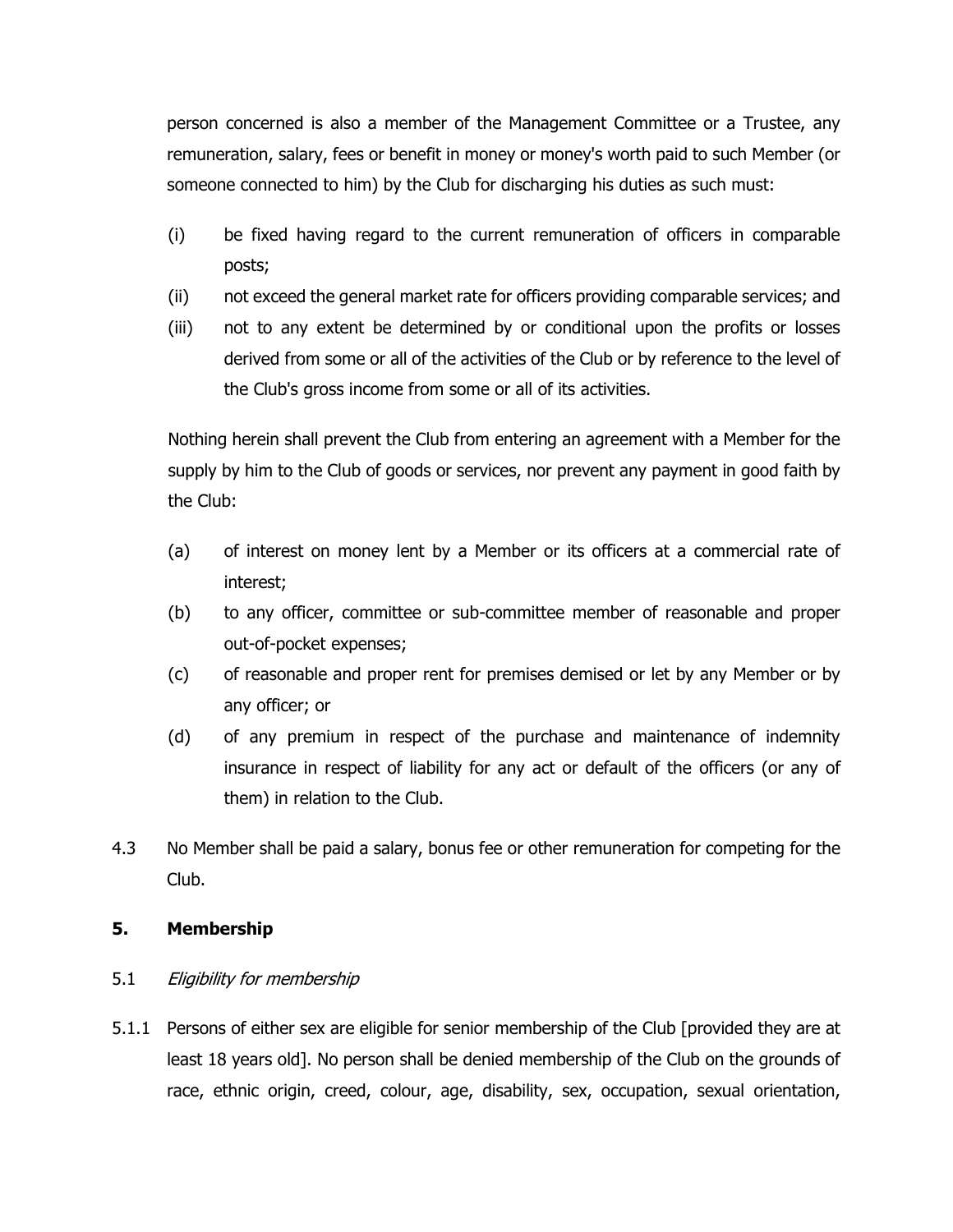person concerned is also a member of the Management Committee or a Trustee, any remuneration, salary, fees or benefit in money or money's worth paid to such Member (or someone connected to him) by the Club for discharging his duties as such must:

(i) be fixed having regard to the current remuneration of officers in comparable posts;

(ii) not exceed the general market rate for officers providing comparable services; and

(iii) not to any extent be determined by or conditional upon the profits or losses derived from some or all of the activities of the Club or by reference to the level of the Club's gross income from some or all of its activities.

Nothing herein shall prevent the Club from entering an agreement with a Member for the supply by him to the Club of goods or services, nor prevent any payment in good faith by the Club:

(a) of interest on money lent by a Member or its officers at a commercial rate of interest;

(b) to any officer, committee or sub-committee member of reasonable and proper out-of-pocket expenses;

(c) of reasonable and proper rent for premises demised or let by any Member or by any officer; or

(d) of any premium in respect of the purchase and maintenance of indemnity insurance in respect of liability for any act or default of the officers (or any of them) in relation to the Club.

4.3 No Member shall be paid a salary, bonus fee or other remuneration for competing for the Club.

## 5. Membership

5.1 *Eligibility for membership*

5.1.1 Persons of either sex are eligible for senior membership of the Club [provided they are at least 18 years old]. No person shall be denied membership of the Club on the grounds of race, ethnic origin, creed, colour, age, disability, sex, occupation, sexual orientation,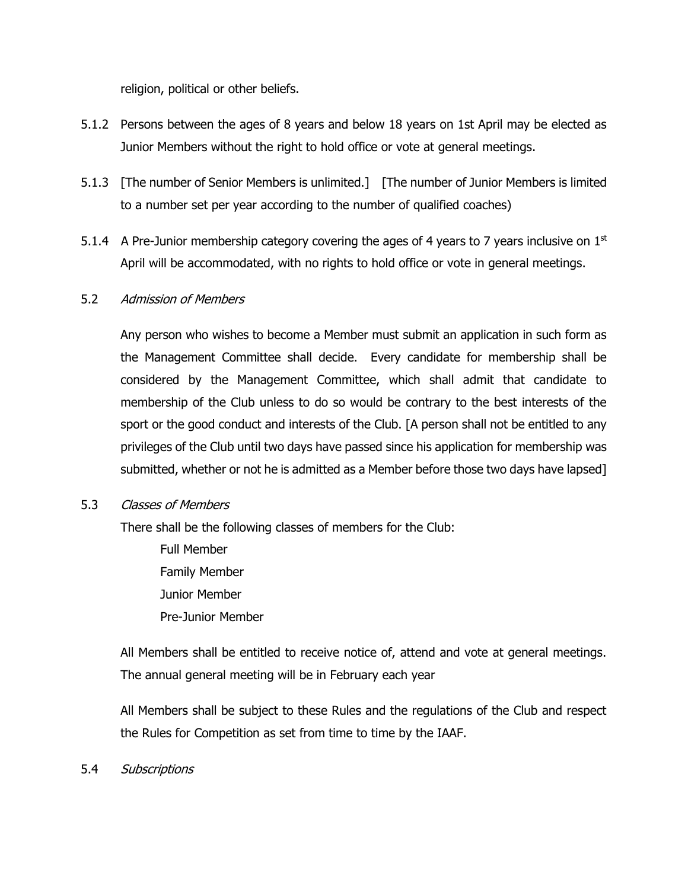religion, political or other beliefs.

5.1.2 Persons between the ages of 8 years and below 18 years on 1st April may be elected as Junior Members without the right to hold office or vote at general meetings.

5.1.3 [The number of Senior Members is unlimited.] [The number of Junior Members is limited to a number set per year according to the number of qualified coaches)

5.1.4 A Pre-Junior membership category covering the ages of 4 years to 7 years inclusive on 1st April will be accommodated, with no rights to hold office or vote in general meetings.

5.2 *Admission of Members*

Any person who wishes to become a Member must submit an application in such form as the Management Committee shall decide. Every candidate for membership shall be considered by the Management Committee, which shall admit that candidate to membership of the Club unless to do so would be contrary to the best interests of the sport or the good conduct and interests of the Club. [A person shall not be entitled to any privileges of the Club until two days have passed since his application for membership was submitted, whether or not he is admitted as a Member before those two days have lapsed]

5.3 *Classes of Members*

There shall be the following classes of members for the Club:

- Full Member
- Family Member
- Junior Member
- Pre-Junior Member

All Members shall be entitled to receive notice of, attend and vote at general meetings. The annual general meeting will be in February each year

All Members shall be subject to these Rules and the regulations of the Club and respect the Rules for Competition as set from time to time by the IAAF.

5.4 *Subscriptions*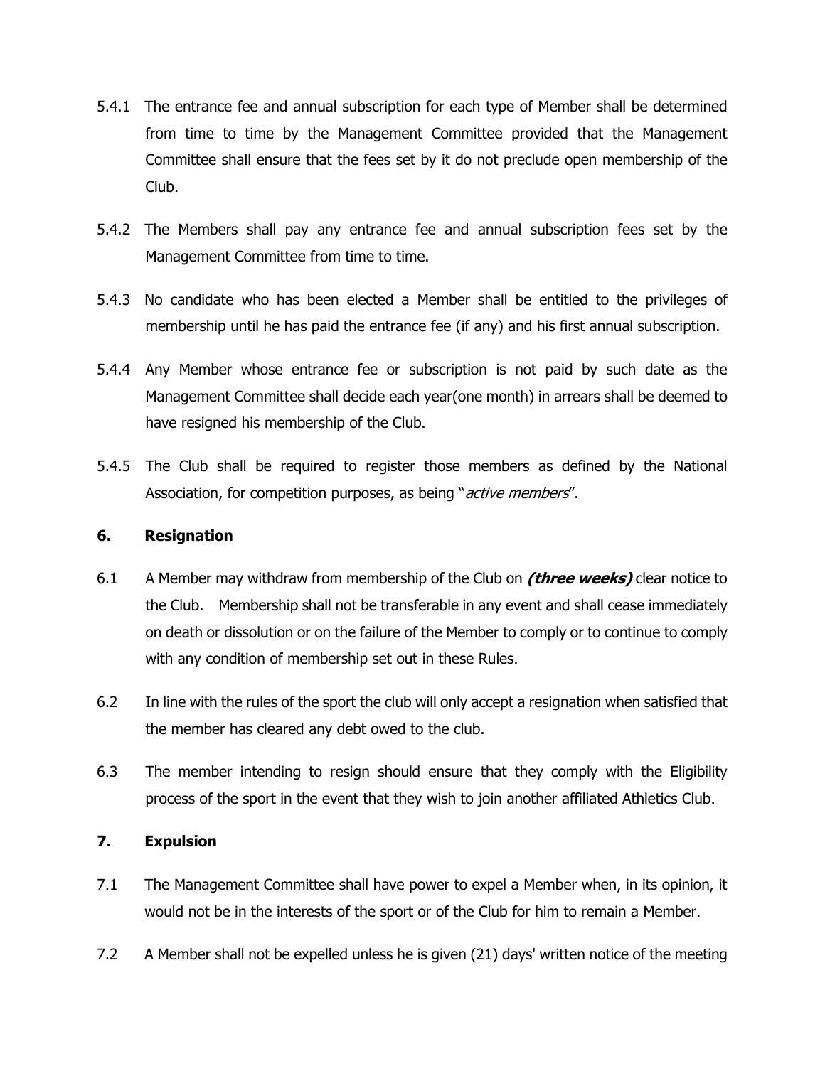5.4.1 The entrance fee and annual subscription for each type of Member shall be determined from time to time by the Management Committee provided that the Management Committee shall ensure that the fees set by it do not preclude open membership of the Club.

5.4.2 The Members shall pay any entrance fee and annual subscription fees set by the Management Committee from time to time.

5.4.3 No candidate who has been elected a Member shall be entitled to the privileges of membership until he has paid the entrance fee (if any) and his first annual subscription.

5.4.4 Any Member whose entrance fee or subscription is not paid by such date as the Management Committee shall decide each year(one month) in arrears shall be deemed to have resigned his membership of the Club.

5.4.5 The Club shall be required to register those members as defined by the National Association, for competition purposes, as being "*active members*".

## 6. Resignation

6.1 A Member may withdraw from membership of the Club on ***(three weeks)*** clear notice to the Club. Membership shall not be transferable in any event and shall cease immediately on death or dissolution or on the failure of the Member to comply or to continue to comply with any condition of membership set out in these Rules.

6.2 In line with the rules of the sport the club will only accept a resignation when satisfied that the member has cleared any debt owed to the club.

6.3 The member intending to resign should ensure that they comply with the Eligibility process of the sport in the event that they wish to join another affiliated Athletics Club.

## 7. Expulsion

7.1 The Management Committee shall have power to expel a Member when, in its opinion, it would not be in the interests of the sport or of the Club for him to remain a Member.

7.2 A Member shall not be expelled unless he is given (21) days' written notice of the meeting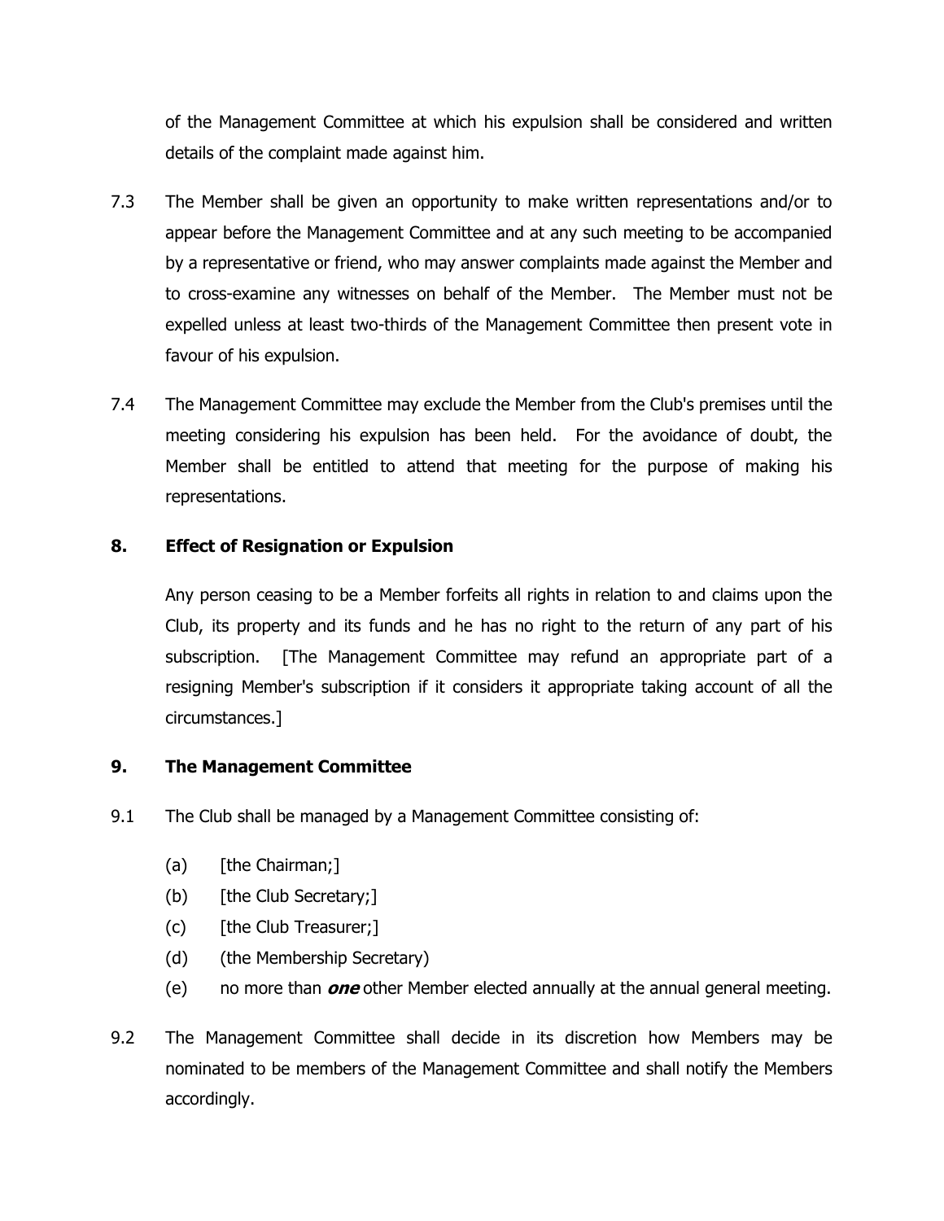of the Management Committee at which his expulsion shall be considered and written details of the complaint made against him.

7.3 The Member shall be given an opportunity to make written representations and/or to appear before the Management Committee and at any such meeting to be accompanied by a representative or friend, who may answer complaints made against the Member and to cross-examine any witnesses on behalf of the Member. The Member must not be expelled unless at least two-thirds of the Management Committee then present vote in favour of his expulsion.

7.4 The Management Committee may exclude the Member from the Club's premises until the meeting considering his expulsion has been held. For the avoidance of doubt, the Member shall be entitled to attend that meeting for the purpose of making his representations.

## 8. Effect of Resignation or Expulsion

Any person ceasing to be a Member forfeits all rights in relation to and claims upon the Club, its property and its funds and he has no right to the return of any part of his subscription. [The Management Committee may refund an appropriate part of a resigning Member's subscription if it considers it appropriate taking account of all the circumstances.]

## 9. The Management Committee

9.1 The Club shall be managed by a Management Committee consisting of:

(a) [the Chairman;]
(b) [the Club Secretary;]
(c) [the Club Treasurer;]
(d) (the Membership Secretary)
(e) no more than ***one*** other Member elected annually at the annual general meeting.

9.2 The Management Committee shall decide in its discretion how Members may be nominated to be members of the Management Committee and shall notify the Members accordingly.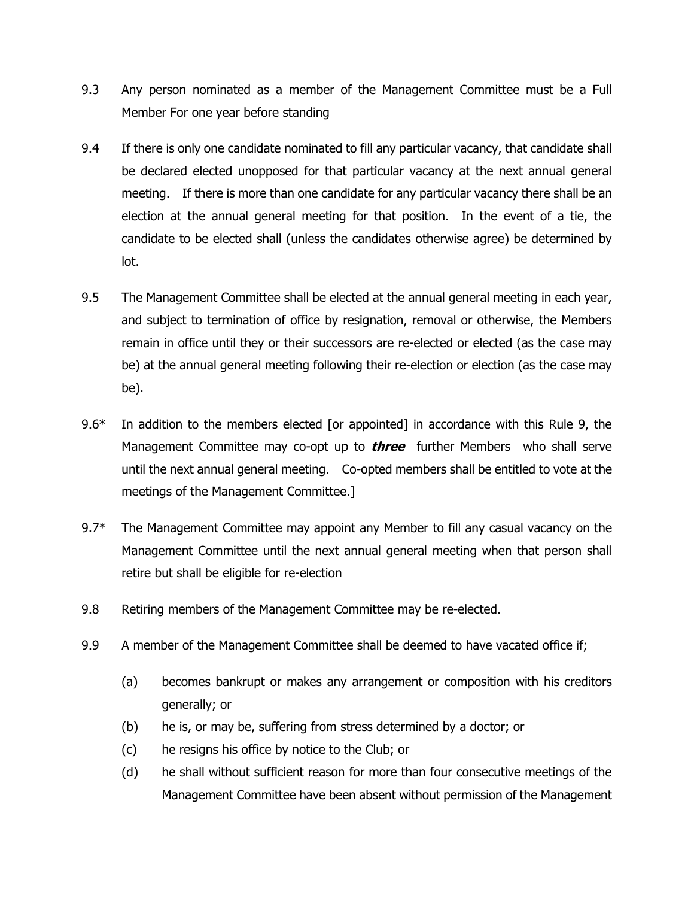9.3 Any person nominated as a member of the Management Committee must be a Full Member For one year before standing

9.4 If there is only one candidate nominated to fill any particular vacancy, that candidate shall be declared elected unopposed for that particular vacancy at the next annual general meeting. If there is more than one candidate for any particular vacancy there shall be an election at the annual general meeting for that position. In the event of a tie, the candidate to be elected shall (unless the candidates otherwise agree) be determined by lot.

9.5 The Management Committee shall be elected at the annual general meeting in each year, and subject to termination of office by resignation, removal or otherwise, the Members remain in office until they or their successors are re-elected or elected (as the case may be) at the annual general meeting following their re-election or election (as the case may be).

9.6* In addition to the members elected [or appointed] in accordance with this Rule 9, the Management Committee may co-opt up to ***three*** further Members who shall serve until the next annual general meeting. Co-opted members shall be entitled to vote at the meetings of the Management Committee.]

9.7* The Management Committee may appoint any Member to fill any casual vacancy on the Management Committee until the next annual general meeting when that person shall retire but shall be eligible for re-election

9.8 Retiring members of the Management Committee may be re-elected.

9.9 A member of the Management Committee shall be deemed to have vacated office if;

(a) becomes bankrupt or makes any arrangement or composition with his creditors generally; or

(b) he is, or may be, suffering from stress determined by a doctor; or

(c) he resigns his office by notice to the Club; or

(d) he shall without sufficient reason for more than four consecutive meetings of the Management Committee have been absent without permission of the Management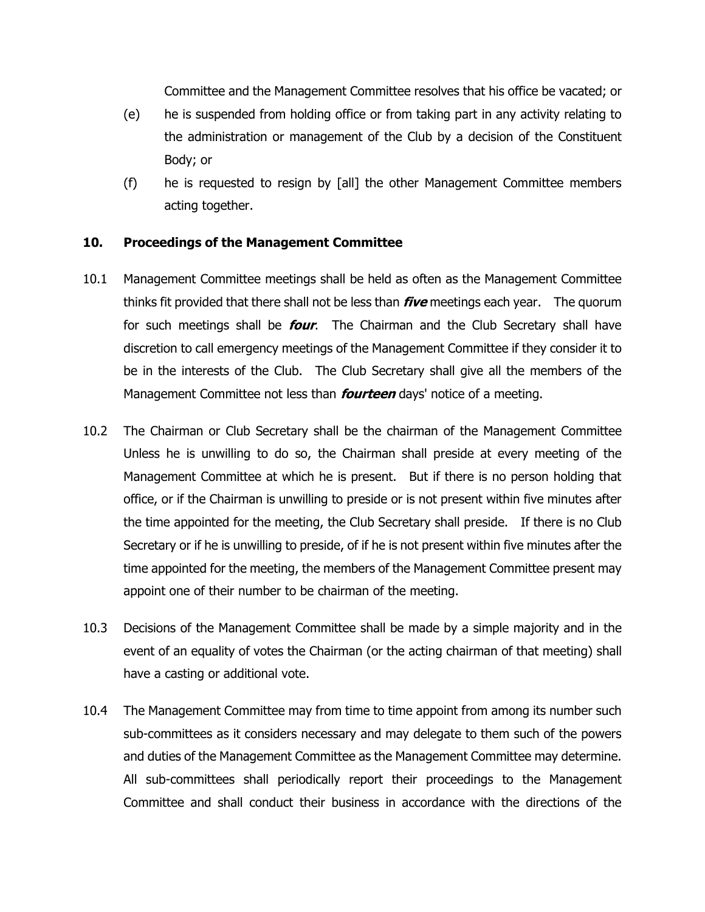Committee and the Management Committee resolves that his office be vacated; or

(e) he is suspended from holding office or from taking part in any activity relating to the administration or management of the Club by a decision of the Constituent Body; or

(f) he is requested to resign by [all] the other Management Committee members acting together.

## 10. Proceedings of the Management Committee

10.1 Management Committee meetings shall be held as often as the Management Committee thinks fit provided that there shall not be less than ***five*** meetings each year. The quorum for such meetings shall be ***four***. The Chairman and the Club Secretary shall have discretion to call emergency meetings of the Management Committee if they consider it to be in the interests of the Club. The Club Secretary shall give all the members of the Management Committee not less than ***fourteen*** days' notice of a meeting.

10.2 The Chairman or Club Secretary shall be the chairman of the Management Committee Unless he is unwilling to do so, the Chairman shall preside at every meeting of the Management Committee at which he is present. But if there is no person holding that office, or if the Chairman is unwilling to preside or is not present within five minutes after the time appointed for the meeting, the Club Secretary shall preside. If there is no Club Secretary or if he is unwilling to preside, of if he is not present within five minutes after the time appointed for the meeting, the members of the Management Committee present may appoint one of their number to be chairman of the meeting.

10.3 Decisions of the Management Committee shall be made by a simple majority and in the event of an equality of votes the Chairman (or the acting chairman of that meeting) shall have a casting or additional vote.

10.4 The Management Committee may from time to time appoint from among its number such sub-committees as it considers necessary and may delegate to them such of the powers and duties of the Management Committee as the Management Committee may determine. All sub-committees shall periodically report their proceedings to the Management Committee and shall conduct their business in accordance with the directions of the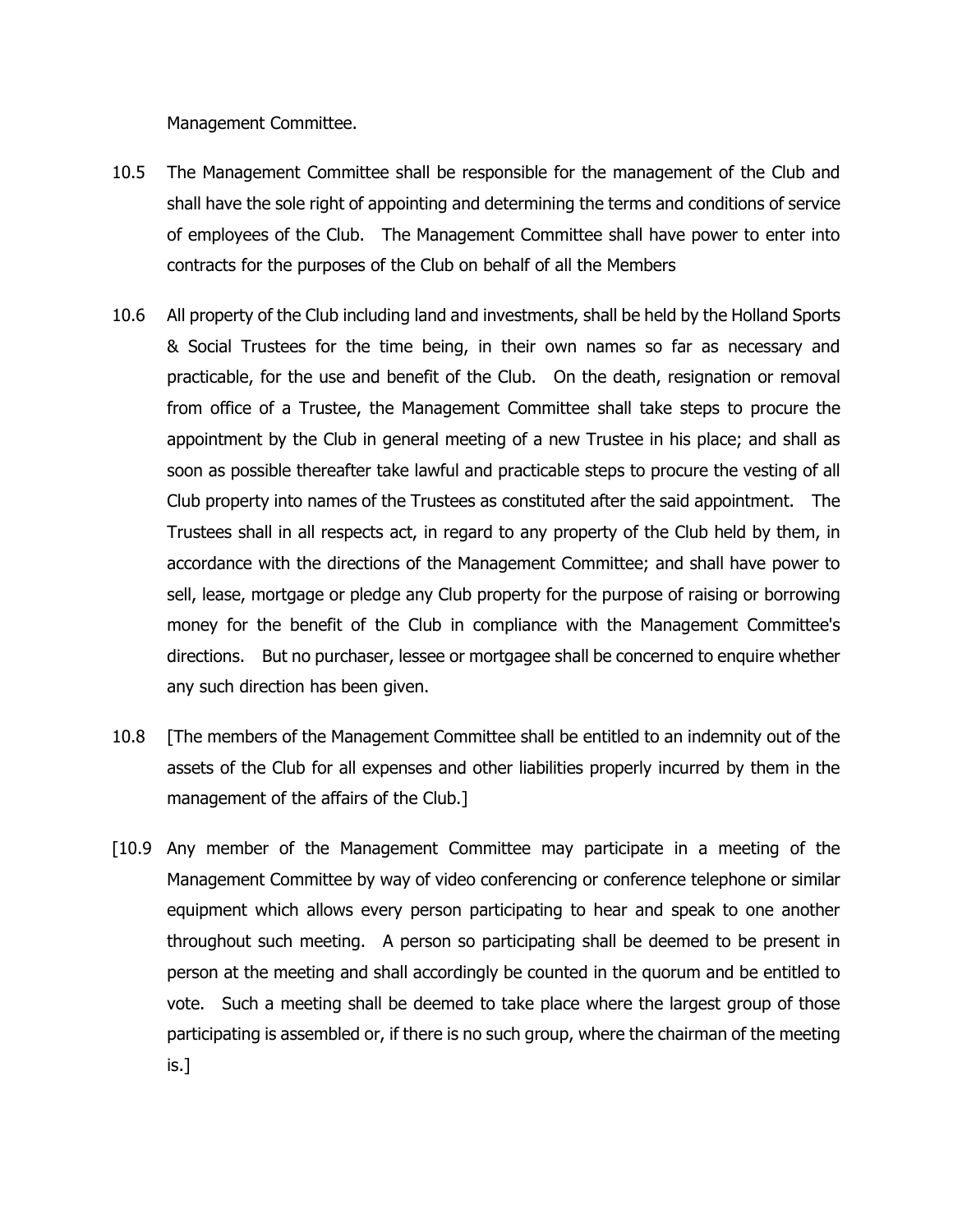Management Committee.

10.5 The Management Committee shall be responsible for the management of the Club and shall have the sole right of appointing and determining the terms and conditions of service of employees of the Club. The Management Committee shall have power to enter into contracts for the purposes of the Club on behalf of all the Members

10.6 All property of the Club including land and investments, shall be held by the Holland Sports & Social Trustees for the time being, in their own names so far as necessary and practicable, for the use and benefit of the Club. On the death, resignation or removal from office of a Trustee, the Management Committee shall take steps to procure the appointment by the Club in general meeting of a new Trustee in his place; and shall as soon as possible thereafter take lawful and practicable steps to procure the vesting of all Club property into names of the Trustees as constituted after the said appointment. The Trustees shall in all respects act, in regard to any property of the Club held by them, in accordance with the directions of the Management Committee; and shall have power to sell, lease, mortgage or pledge any Club property for the purpose of raising or borrowing money for the benefit of the Club in compliance with the Management Committee's directions. But no purchaser, lessee or mortgagee shall be concerned to enquire whether any such direction has been given.

10.8 [The members of the Management Committee shall be entitled to an indemnity out of the assets of the Club for all expenses and other liabilities properly incurred by them in the management of the affairs of the Club.]

[10.9 Any member of the Management Committee may participate in a meeting of the Management Committee by way of video conferencing or conference telephone or similar equipment which allows every person participating to hear and speak to one another throughout such meeting. A person so participating shall be deemed to be present in person at the meeting and shall accordingly be counted in the quorum and be entitled to vote. Such a meeting shall be deemed to take place where the largest group of those participating is assembled or, if there is no such group, where the chairman of the meeting is.]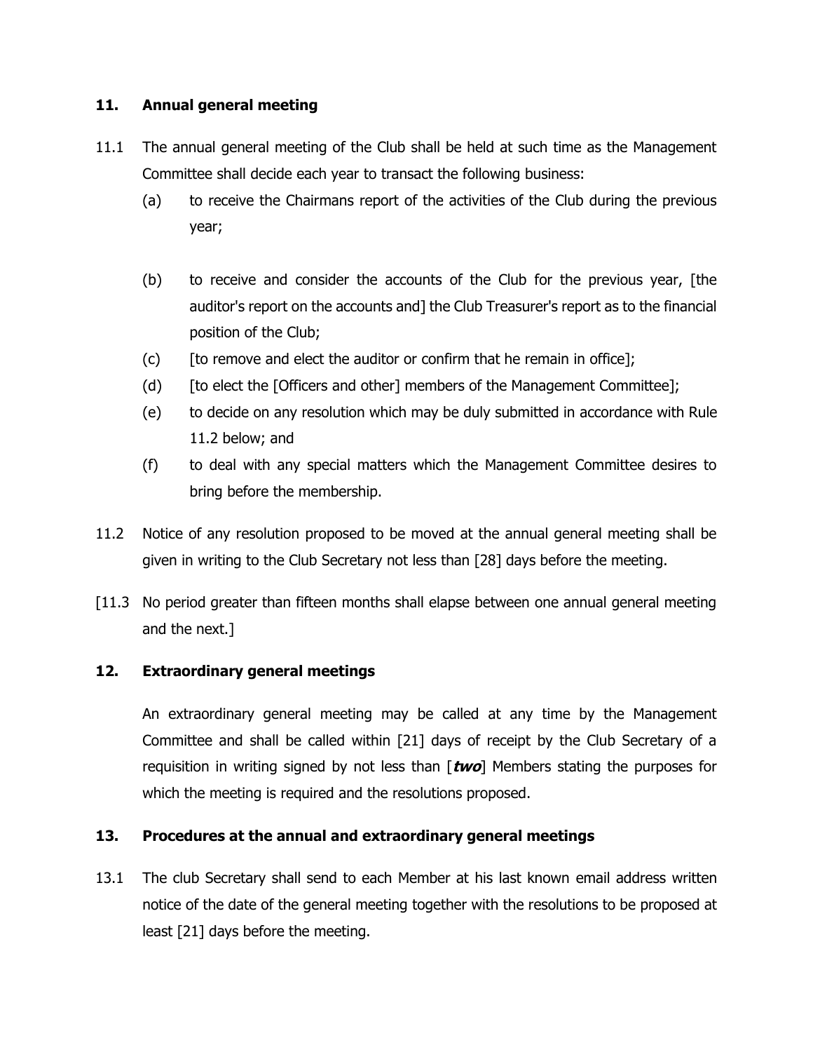## 11. Annual general meeting

11.1 The annual general meeting of the Club shall be held at such time as the Management Committee shall decide each year to transact the following business:

(a) to receive the Chairmans report of the activities of the Club during the previous year;

(b) to receive and consider the accounts of the Club for the previous year, [the auditor's report on the accounts and] the Club Treasurer's report as to the financial position of the Club;

(c) [to remove and elect the auditor or confirm that he remain in office];

(d) [to elect the [Officers and other] members of the Management Committee];

(e) to decide on any resolution which may be duly submitted in accordance with Rule 11.2 below; and

(f) to deal with any special matters which the Management Committee desires to bring before the membership.

11.2 Notice of any resolution proposed to be moved at the annual general meeting shall be given in writing to the Club Secretary not less than [28] days before the meeting.

[11.3 No period greater than fifteen months shall elapse between one annual general meeting and the next.]

## 12. Extraordinary general meetings

An extraordinary general meeting may be called at any time by the Management Committee and shall be called within [21] days of receipt by the Club Secretary of a requisition in writing signed by not less than [***two***] Members stating the purposes for which the meeting is required and the resolutions proposed.

## 13. Procedures at the annual and extraordinary general meetings

13.1 The club Secretary shall send to each Member at his last known email address written notice of the date of the general meeting together with the resolutions to be proposed at least [21] days before the meeting.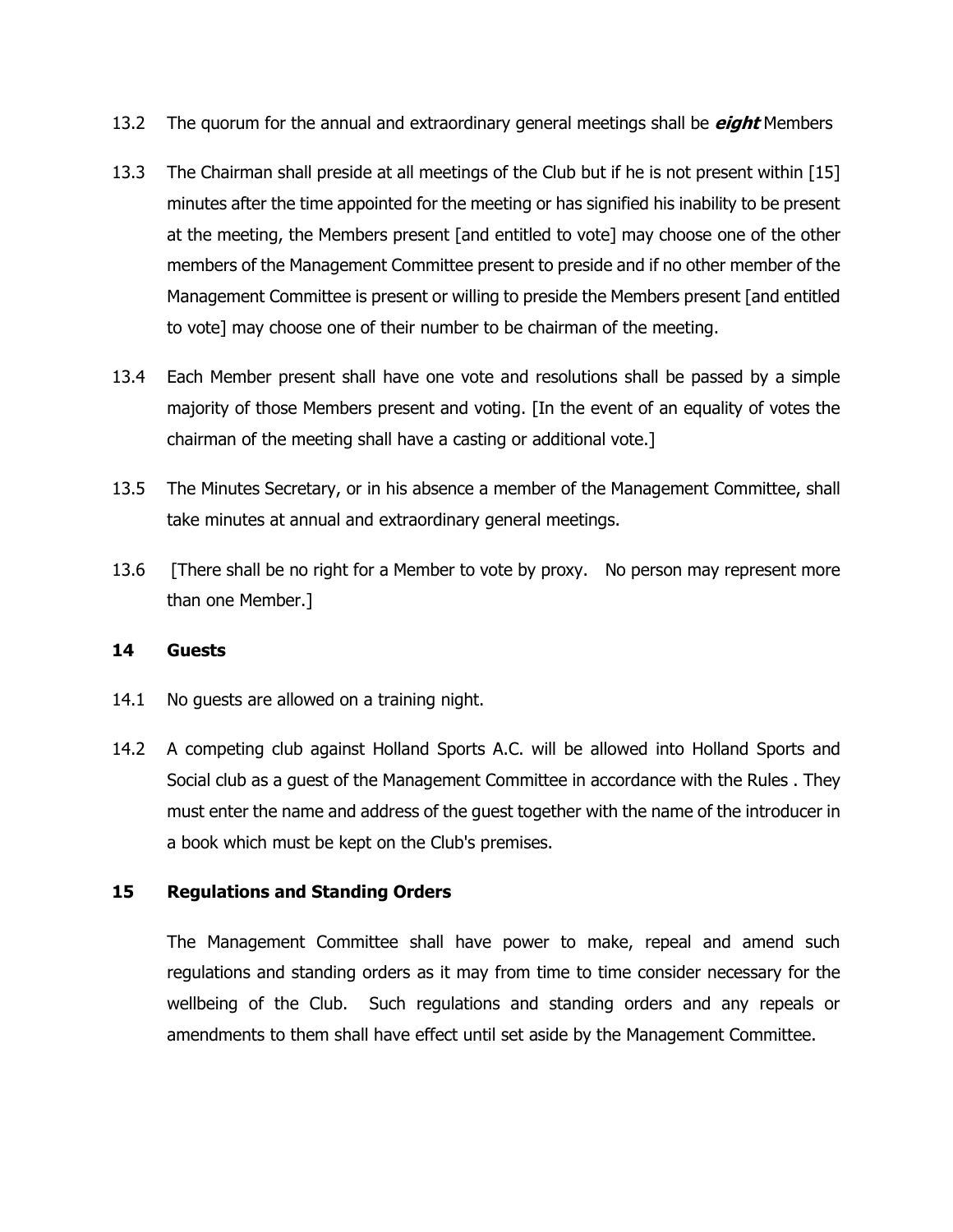13.2 The quorum for the annual and extraordinary general meetings shall be ***eight*** Members

13.3 The Chairman shall preside at all meetings of the Club but if he is not present within [15] minutes after the time appointed for the meeting or has signified his inability to be present at the meeting, the Members present [and entitled to vote] may choose one of the other members of the Management Committee present to preside and if no other member of the Management Committee is present or willing to preside the Members present [and entitled to vote] may choose one of their number to be chairman of the meeting.

13.4 Each Member present shall have one vote and resolutions shall be passed by a simple majority of those Members present and voting. [In the event of an equality of votes the chairman of the meeting shall have a casting or additional vote.]

13.5 The Minutes Secretary, or in his absence a member of the Management Committee, shall take minutes at annual and extraordinary general meetings.

13.6 [There shall be no right for a Member to vote by proxy. No person may represent more than one Member.]

## 14 Guests

14.1 No guests are allowed on a training night.

14.2 A competing club against Holland Sports A.C. will be allowed into Holland Sports and Social club as a guest of the Management Committee in accordance with the Rules . They must enter the name and address of the guest together with the name of the introducer in a book which must be kept on the Club's premises.

## 15 Regulations and Standing Orders

The Management Committee shall have power to make, repeal and amend such regulations and standing orders as it may from time to time consider necessary for the wellbeing of the Club. Such regulations and standing orders and any repeals or amendments to them shall have effect until set aside by the Management Committee.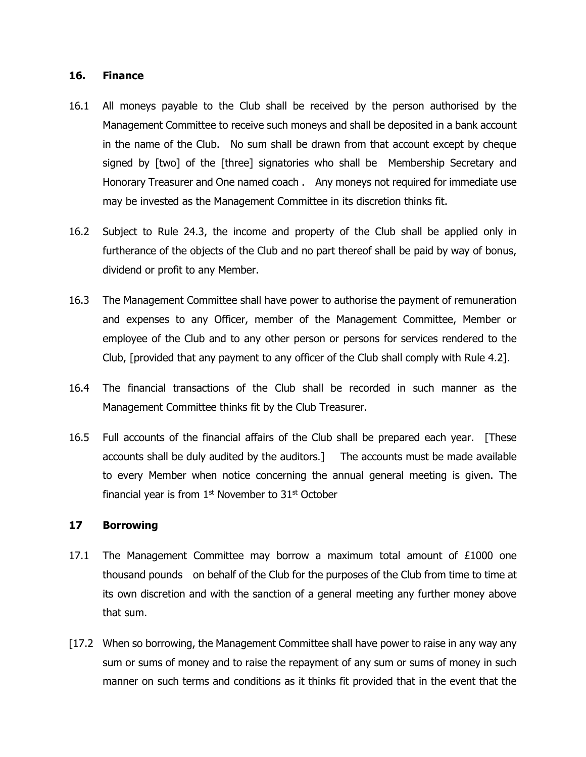## 16. Finance

16.1 All moneys payable to the Club shall be received by the person authorised by the Management Committee to receive such moneys and shall be deposited in a bank account in the name of the Club. No sum shall be drawn from that account except by cheque signed by [two] of the [three] signatories who shall be Membership Secretary and Honorary Treasurer and One named coach . Any moneys not required for immediate use may be invested as the Management Committee in its discretion thinks fit.

16.2 Subject to Rule 24.3, the income and property of the Club shall be applied only in furtherance of the objects of the Club and no part thereof shall be paid by way of bonus, dividend or profit to any Member.

16.3 The Management Committee shall have power to authorise the payment of remuneration and expenses to any Officer, member of the Management Committee, Member or employee of the Club and to any other person or persons for services rendered to the Club, [provided that any payment to any officer of the Club shall comply with Rule 4.2].

16.4 The financial transactions of the Club shall be recorded in such manner as the Management Committee thinks fit by the Club Treasurer.

16.5 Full accounts of the financial affairs of the Club shall be prepared each year. [These accounts shall be duly audited by the auditors.] The accounts must be made available to every Member when notice concerning the annual general meeting is given. The financial year is from 1st November to 31st October

## 17 Borrowing

17.1 The Management Committee may borrow a maximum total amount of £1000 one thousand pounds on behalf of the Club for the purposes of the Club from time to time at its own discretion and with the sanction of a general meeting any further money above that sum.

[17.2 When so borrowing, the Management Committee shall have power to raise in any way any sum or sums of money and to raise the repayment of any sum or sums of money in such manner on such terms and conditions as it thinks fit provided that in the event that the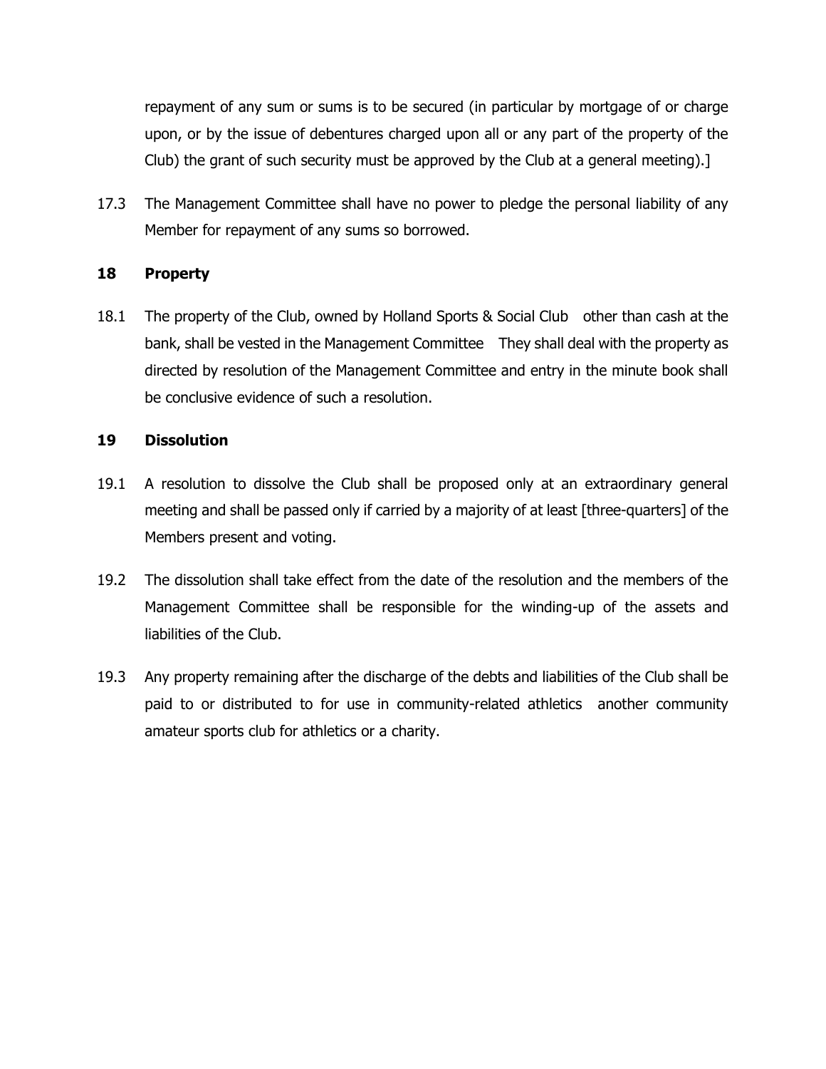repayment of any sum or sums is to be secured (in particular by mortgage of or charge upon, or by the issue of debentures charged upon all or any part of the property of the Club) the grant of such security must be approved by the Club at a general meeting).]

17.3 The Management Committee shall have no power to pledge the personal liability of any Member for repayment of any sums so borrowed.

## 18 Property

18.1 The property of the Club, owned by Holland Sports & Social Club other than cash at the bank, shall be vested in the Management Committee They shall deal with the property as directed by resolution of the Management Committee and entry in the minute book shall be conclusive evidence of such a resolution.

## 19 Dissolution

19.1 A resolution to dissolve the Club shall be proposed only at an extraordinary general meeting and shall be passed only if carried by a majority of at least [three-quarters] of the Members present and voting.

19.2 The dissolution shall take effect from the date of the resolution and the members of the Management Committee shall be responsible for the winding-up of the assets and liabilities of the Club.

19.3 Any property remaining after the discharge of the debts and liabilities of the Club shall be paid to or distributed to for use in community-related athletics another community amateur sports club for athletics or a charity.